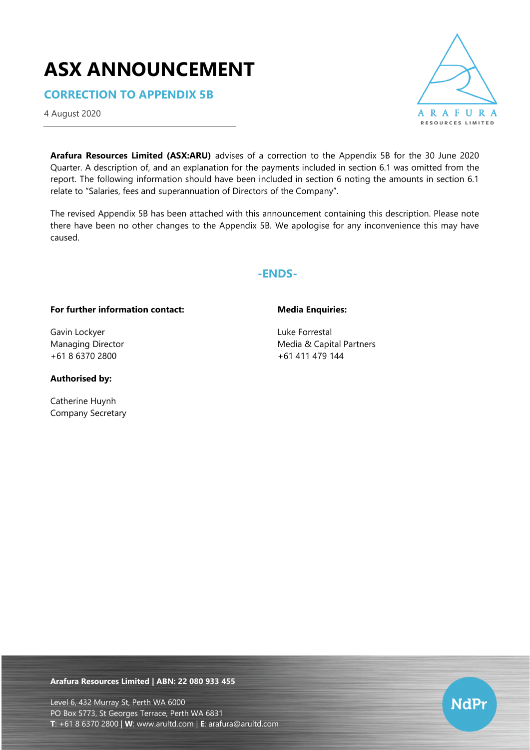# ASX ANNOUNCEMENT

## CORRECTION TO APPENDIX 5B

4 August 2020

**Arafura Resources Limited (ASX:ARU)** advises of a correction to the Appendix 5B for the 30 June 2020 Quarter. A description of, and an explanation for the payments included in section 6.1 was omitted from the report. The following information should have been included in section 6 noting the amounts in section 6.1 relate to "Salaries, fees and superannuation of Directors of the Company".

The revised Appendix 5B has been attached with this announcement containing this description. Please note there have been no other changes to the Appendix 5B. We apologise for any inconvenience this may have caused.

**-ENDS-**

**For further information contact:**

Gavin Lockyer
Managing Director
+61 8 6370 2800

**Media Enquiries:**

Luke Forrestal
Media & Capital Partners
+61 411 479 144

**Authorised by:**

Catherine Huynh
Company Secretary

**Arafura Resources Limited | ABN: 22 080 933 455**

Level 6, 432 Murray St, Perth WA 6000
PO Box 5773, St Georges Terrace, Perth WA 6831
**T**: +61 8 6370 2800 | **W**: www.arultd.com | **E**: arafura@arultd.com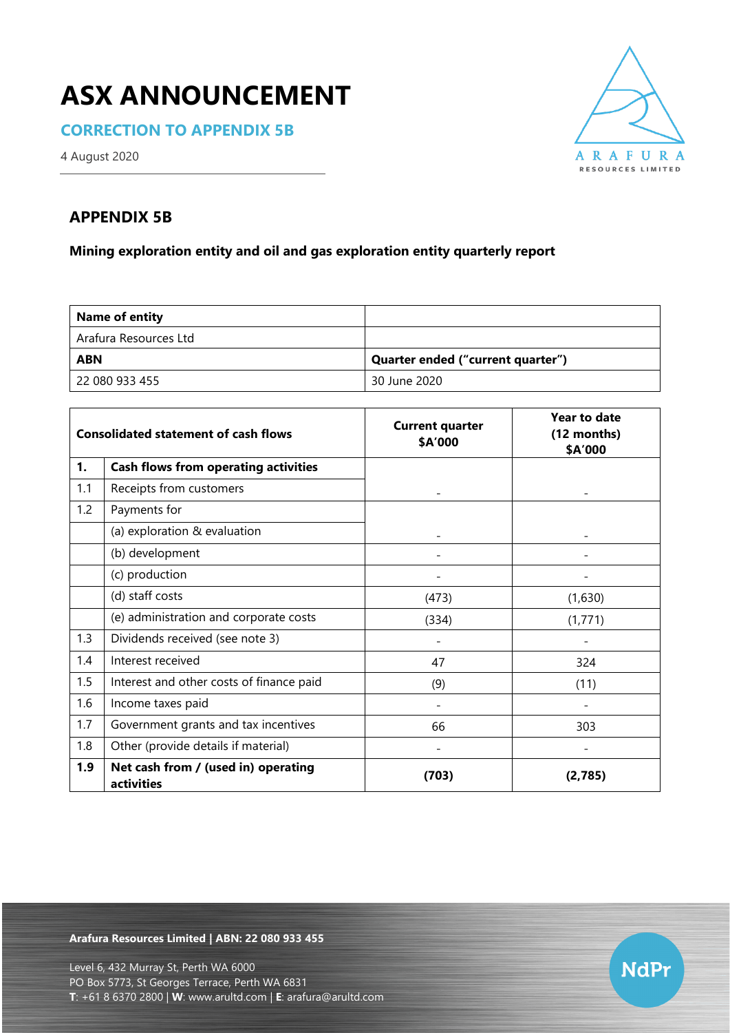# ASX ANNOUNCEMENT

## CORRECTION TO APPENDIX 5B

4 August 2020

### APPENDIX 5B

**Mining exploration entity and oil and gas exploration entity quarterly report**

| **Name of entity** | |
|---|---|
| Arafura Resources Ltd | |
| **ABN** | **Quarter ended ("current quarter")** |
| 22 080 933 455 | 30 June 2020 |

| **Consolidated statement of cash flows** | | **Current quarter $A'000** | **Year to date (12 months) $A'000** |
|---|---|---|---|
| **1.** | **Cash flows from operating activities** | | |
| 1.1 | Receipts from customers | - | - |
| 1.2 | Payments for | | |
| | (a) exploration & evaluation | - | - |
| | (b) development | - | - |
| | (c) production | - | - |
| | (d) staff costs | (473) | (1,630) |
| | (e) administration and corporate costs | (334) | (1,771) |
| 1.3 | Dividends received (see note 3) | - | - |
| 1.4 | Interest received | 47 | 324 |
| 1.5 | Interest and other costs of finance paid | (9) | (11) |
| 1.6 | Income taxes paid | - | - |
| 1.7 | Government grants and tax incentives | 66 | 303 |
| 1.8 | Other (provide details if material) | - | - |
| **1.9** | **Net cash from / (used in) operating activities** | **(703)** | **(2,785)** |

**Arafura Resources Limited | ABN: 22 080 933 455**

Level 6, 432 Murray St, Perth WA 6000
PO Box 5773, St Georges Terrace, Perth WA 6831
**T**: +61 8 6370 2800 | **W**: www.arultd.com | **E**: arafura@arultd.com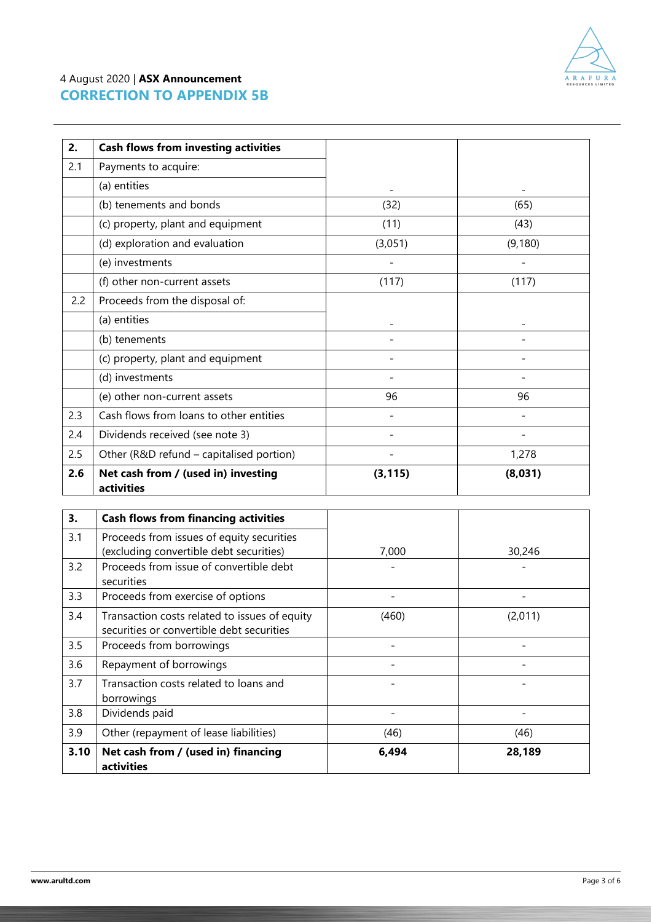| 2. | **Cash flows from investing activities** | | |
|---|---|---|---|
| 2.1 | Payments to acquire: | | |
| | (a) entities | - | - |
| | (b) tenements and bonds | (32) | (65) |
| | (c) property, plant and equipment | (11) | (43) |
| | (d) exploration and evaluation | (3,051) | (9,180) |
| | (e) investments | - | - |
| | (f) other non-current assets | (117) | (117) |
| 2.2 | Proceeds from the disposal of: | | |
| | (a) entities | - | - |
| | (b) tenements | - | - |
| | (c) property, plant and equipment | - | - |
| | (d) investments | - | - |
| | (e) other non-current assets | 96 | 96 |
| 2.3 | Cash flows from loans to other entities | - | - |
| 2.4 | Dividends received (see note 3) | - | - |
| 2.5 | Other (R&D refund – capitalised portion) | - | 1,278 |
| **2.6** | **Net cash from / (used in) investing activities** | **(3,115)** | **(8,031)** |

| 3. | **Cash flows from financing activities** | | |
|---|---|---|---|
| 3.1 | Proceeds from issues of equity securities (excluding convertible debt securities) | 7,000 | 30,246 |
| 3.2 | Proceeds from issue of convertible debt securities | - | - |
| 3.3 | Proceeds from exercise of options | - | - |
| 3.4 | Transaction costs related to issues of equity securities or convertible debt securities | (460) | (2,011) |
| 3.5 | Proceeds from borrowings | - | - |
| 3.6 | Repayment of borrowings | - | - |
| 3.7 | Transaction costs related to loans and borrowings | - | - |
| 3.8 | Dividends paid | - | - |
| 3.9 | Other (repayment of lease liabilities) | (46) | (46) |
| **3.10** | **Net cash from / (used in) financing activities** | **6,494** | **28,189** |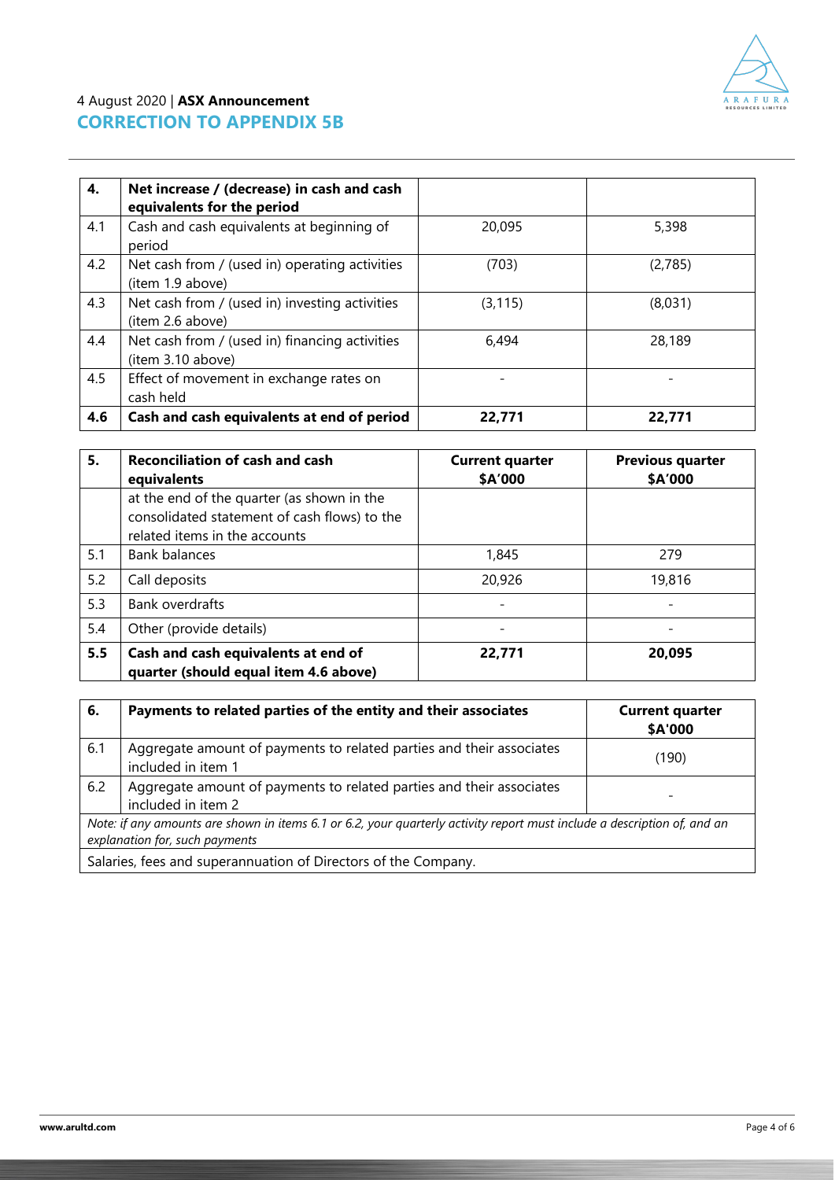4 August 2020 | **ASX Announcement**

## CORRECTION TO APPENDIX 5B

| **4.** | **Net increase / (decrease) in cash and cash equivalents for the period** | | |
|---|---|---|---|
| 4.1 | Cash and cash equivalents at beginning of period | 20,095 | 5,398 |
| 4.2 | Net cash from / (used in) operating activities (item 1.9 above) | (703) | (2,785) |
| 4.3 | Net cash from / (used in) investing activities (item 2.6 above) | (3,115) | (8,031) |
| 4.4 | Net cash from / (used in) financing activities (item 3.10 above) | 6,494 | 28,189 |
| 4.5 | Effect of movement in exchange rates on cash held | - | - |
| **4.6** | **Cash and cash equivalents at end of period** | **22,771** | **22,771** |

| **5.** | **Reconciliation of cash and cash equivalents** | **Current quarter $A'000** | **Previous quarter $A'000** |
|---|---|---|---|
| | at the end of the quarter (as shown in the consolidated statement of cash flows) to the related items in the accounts | | |
| 5.1 | Bank balances | 1,845 | 279 |
| 5.2 | Call deposits | 20,926 | 19,816 |
| 5.3 | Bank overdrafts | - | - |
| 5.4 | Other (provide details) | - | - |
| **5.5** | **Cash and cash equivalents at end of quarter (should equal item 4.6 above)** | **22,771** | **20,095** |

| **6.** | **Payments to related parties of the entity and their associates** | **Current quarter $A'000** |
|---|---|---|
| 6.1 | Aggregate amount of payments to related parties and their associates included in item 1 | (190) |
| 6.2 | Aggregate amount of payments to related parties and their associates included in item 2 | - |
| *Note: if any amounts are shown in items 6.1 or 6.2, your quarterly activity report must include a description of, and an explanation for, such payments* | | |
| Salaries, fees and superannuation of Directors of the Company. | | |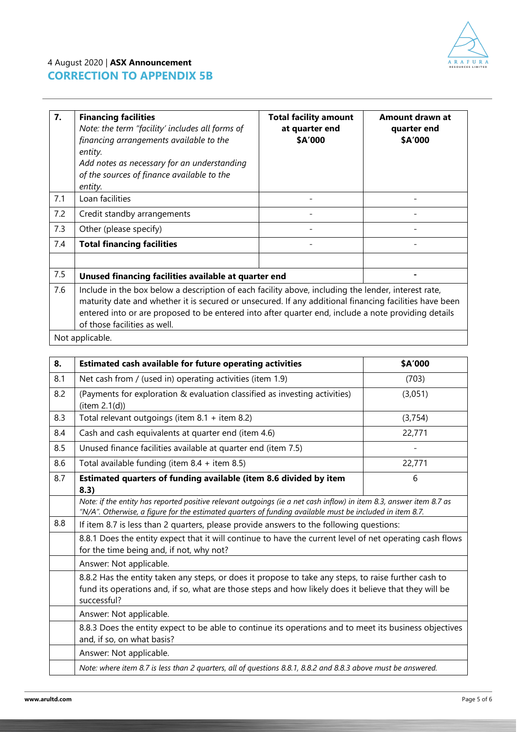| 7. | **Financing facilities** *Note: the term "facility' includes all forms of financing arrangements available to the entity.* *Add notes as necessary for an understanding of the sources of finance available to the entity.* | **Total facility amount at quarter end \$A'000** | **Amount drawn at quarter end \$A'000** |
|---|---|---|---|
| 7.1 | Loan facilities | - | - |
| 7.2 | Credit standby arrangements | - | - |
| 7.3 | Other (please specify) | - | - |
| 7.4 | **Total financing facilities** | - | - |
| | | | |
| 7.5 | **Unused financing facilities available at quarter end** | | - |
| 7.6 | Include in the box below a description of each facility above, including the lender, interest rate, maturity date and whether it is secured or unsecured. If any additional financing facilities have been entered into or are proposed to be entered into after quarter end, include a note providing details of those facilities as well. | | |
| | Not applicable. | | |

| 8. | **Estimated cash available for future operating activities** | **\$A'000** |
|---|---|---|
| 8.1 | Net cash from / (used in) operating activities (item 1.9) | (703) |
| 8.2 | (Payments for exploration & evaluation classified as investing activities) (item 2.1(d)) | (3,051) |
| 8.3 | Total relevant outgoings (item 8.1 + item 8.2) | (3,754) |
| 8.4 | Cash and cash equivalents at quarter end (item 4.6) | 22,771 |
| 8.5 | Unused finance facilities available at quarter end (item 7.5) | - |
| 8.6 | Total available funding (item 8.4 + item 8.5) | 22,771 |
| 8.7 | **Estimated quarters of funding available (item 8.6 divided by item 8.3)** | 6 |
| | *Note: if the entity has reported positive relevant outgoings (ie a net cash inflow) in item 8.3, answer item 8.7 as "N/A". Otherwise, a figure for the estimated quarters of funding available must be included in item 8.7.* | |
| 8.8 | If item 8.7 is less than 2 quarters, please provide answers to the following questions: | |
| | 8.8.1 Does the entity expect that it will continue to have the current level of net operating cash flows for the time being and, if not, why not? | |
| | Answer: Not applicable. | |
| | 8.8.2 Has the entity taken any steps, or does it propose to take any steps, to raise further cash to fund its operations and, if so, what are those steps and how likely does it believe that they will be successful? | |
| | Answer: Not applicable. | |
| | 8.8.3 Does the entity expect to be able to continue its operations and to meet its business objectives and, if so, on what basis? | |
| | Answer: Not applicable. | |
| | *Note: where item 8.7 is less than 2 quarters, all of questions 8.8.1, 8.8.2 and 8.8.3 above must be answered.* | |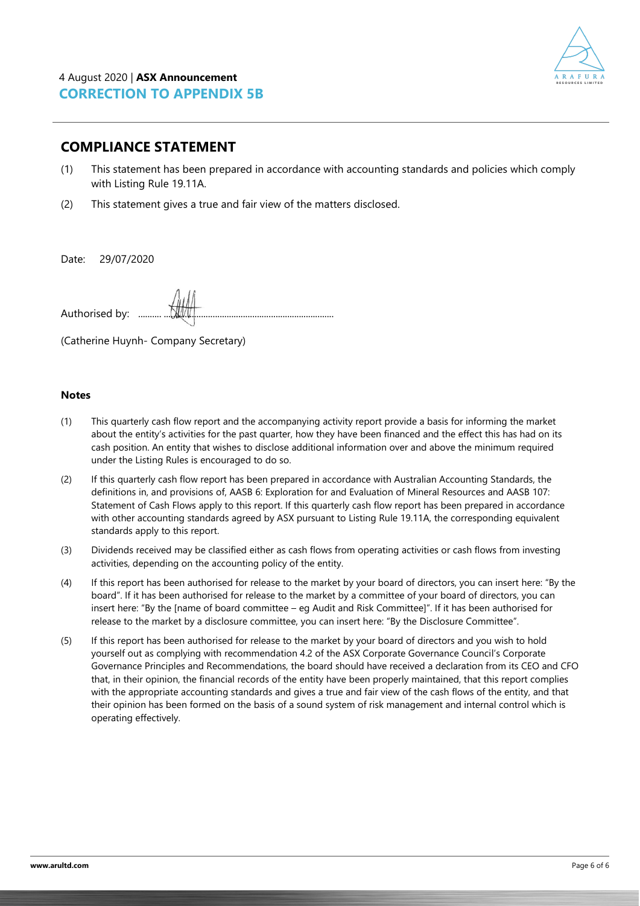4 August 2020 | **ASX Announcement**
**CORRECTION TO APPENDIX 5B**

## COMPLIANCE STATEMENT

(1) This statement has been prepared in accordance with accounting standards and policies which comply with Listing Rule 19.11A.

(2) This statement gives a true and fair view of the matters disclosed.

Date: 29/07/2020

Authorised by: ...................................................................................

(Catherine Huynh- Company Secretary)

**Notes**

(1) This quarterly cash flow report and the accompanying activity report provide a basis for informing the market about the entity's activities for the past quarter, how they have been financed and the effect this has had on its cash position. An entity that wishes to disclose additional information over and above the minimum required under the Listing Rules is encouraged to do so.

(2) If this quarterly cash flow report has been prepared in accordance with Australian Accounting Standards, the definitions in, and provisions of, AASB 6: Exploration for and Evaluation of Mineral Resources and AASB 107: Statement of Cash Flows apply to this report. If this quarterly cash flow report has been prepared in accordance with other accounting standards agreed by ASX pursuant to Listing Rule 19.11A, the corresponding equivalent standards apply to this report.

(3) Dividends received may be classified either as cash flows from operating activities or cash flows from investing activities, depending on the accounting policy of the entity.

(4) If this report has been authorised for release to the market by your board of directors, you can insert here: "By the board". If it has been authorised for release to the market by a committee of your board of directors, you can insert here: "By the [name of board committee – eg Audit and Risk Committee]". If it has been authorised for release to the market by a disclosure committee, you can insert here: "By the Disclosure Committee".

(5) If this report has been authorised for release to the market by your board of directors and you wish to hold yourself out as complying with recommendation 4.2 of the ASX Corporate Governance Council's Corporate Governance Principles and Recommendations, the board should have received a declaration from its CEO and CFO that, in their opinion, the financial records of the entity have been properly maintained, that this report complies with the appropriate accounting standards and gives a true and fair view of the cash flows of the entity, and that their opinion has been formed on the basis of a sound system of risk management and internal control which is operating effectively.